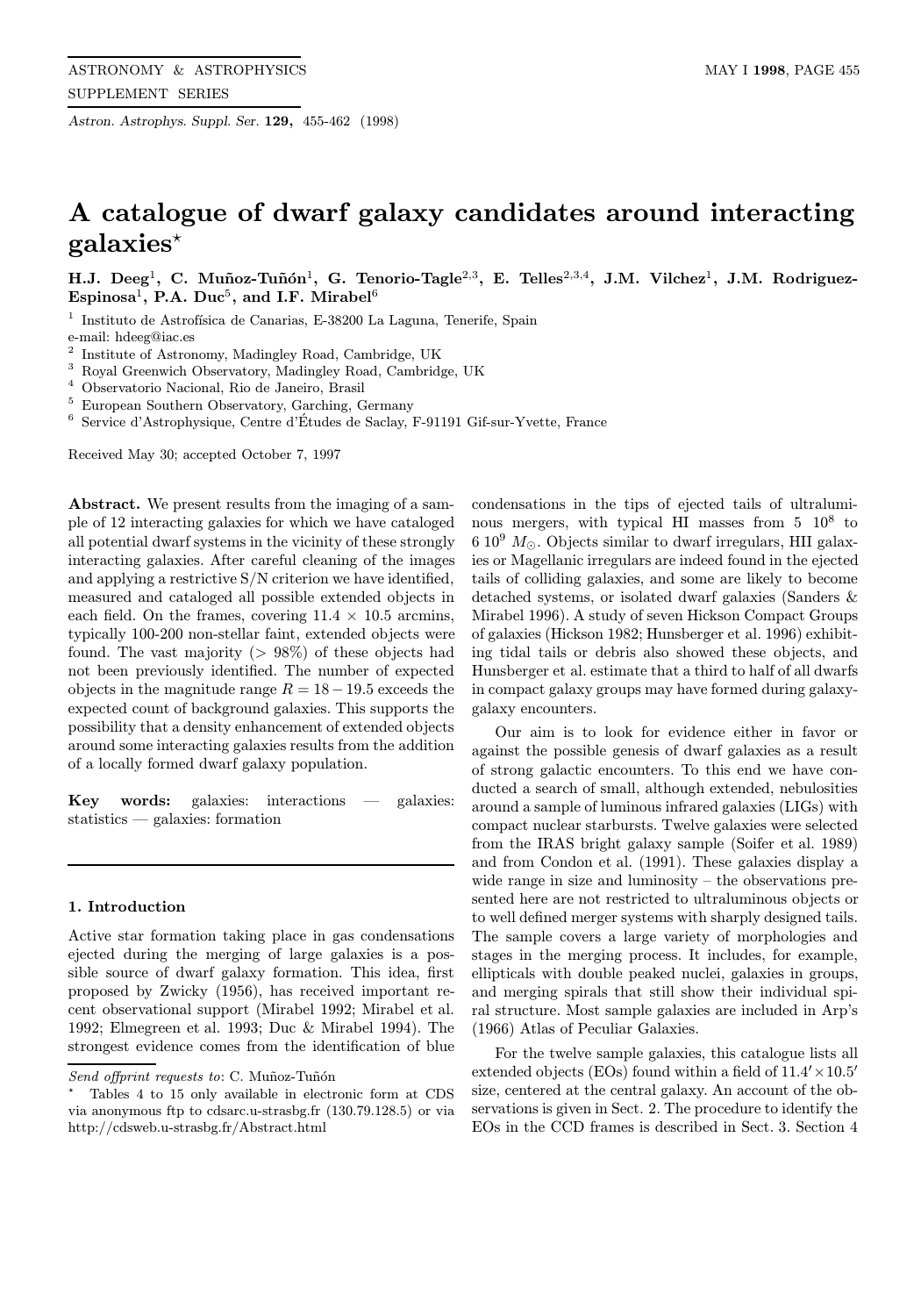# A catalogue of dwarf galaxy candidates around interacting galaxies*

**H.J. Deeg[1], C. Muñoz-Tuñón[1], G. Tenorio-Tagle[2,3], E. Telles[2,3,4], J.M. Vilchez[1], J.M. Rodriguez-Espinosa[1], P.A. Duc[5], and I.F. Mirabel[6]**

[1] Instituto de Astrofísica de Canarias, E-38200 La Laguna, Tenerife, Spain
e-mail: hdeeg@iac.es

[2] Institute of Astronomy, Madingley Road, Cambridge, UK

[3] Royal Greenwich Observatory, Madingley Road, Cambridge, UK

[4] Observatorio Nacional, Rio de Janeiro, Brasil

[5] European Southern Observatory, Garching, Germany

[6] Service d'Astrophysique, Centre d'Études de Saclay, F-91191 Gif-sur-Yvette, France

Received May 30; accepted October 7, 1997

**Abstract.** We present results from the imaging of a sample of 12 interacting galaxies for which we have cataloged all potential dwarf systems in the vicinity of these strongly interacting galaxies. After careful cleaning of the images and applying a restrictive S/N criterion we have identified, measured and cataloged all possible extended objects in each field. On the frames, covering 11.4 × 10.5 arcmins, typically 100-200 non-stellar faint, extended objects were found. The vast majority (> 98%) of these objects had not been previously identified. The number of expected objects in the magnitude range $R = 18 - 19.5$ exceeds the expected count of background galaxies. This supports the possibility that a density enhancement of extended objects around some interacting galaxies results from the addition of a locally formed dwarf galaxy population.

**Key words:** galaxies: interactions — galaxies: statistics — galaxies: formation

## 1. Introduction

Active star formation taking place in gas condensations ejected during the merging of large galaxies is a possible source of dwarf galaxy formation. This idea, first proposed by Zwicky (1956), has received important recent observational support (Mirabel 1992; Mirabel et al. 1992; Elmegreen et al. 1993; Duc & Mirabel 1994). The strongest evidence comes from the identification of blue condensations in the tips of ejected tails of ultraluminous mergers, with typical HI masses from $5\ 10^8$ to $6\ 10^9\ M_\odot$. Objects similar to dwarf irregulars, HII galaxies or Magellanic irregulars are indeed found in the ejected tails of colliding galaxies, and some are likely to become detached systems, or isolated dwarf galaxies (Sanders & Mirabel 1996). A study of seven Hickson Compact Groups of galaxies (Hickson 1982; Hunsberger et al. 1996) exhibiting tidal tails or debris also showed these objects, and Hunsberger et al. estimate that a third to half of all dwarfs in compact galaxy groups may have formed during galaxy-galaxy encounters.

Our aim is to look for evidence either in favor or against the possible genesis of dwarf galaxies as a result of strong galactic encounters. To this end we have conducted a search of small, although extended, nebulosities around a sample of luminous infrared galaxies (LIGs) with compact nuclear starbursts. Twelve galaxies were selected from the IRAS bright galaxy sample (Soifer et al. 1989) and from Condon et al. (1991). These galaxies display a wide range in size and luminosity – the observations presented here are not restricted to ultraluminous objects or to well defined merger systems with sharply designed tails. The sample covers a large variety of morphologies and stages in the merging process. It includes, for example, ellipticals with double peaked nuclei, galaxies in groups, and merging spirals that still show their individual spiral structure. Most sample galaxies are included in Arp's (1966) Atlas of Peculiar Galaxies.

For the twelve sample galaxies, this catalogue lists all extended objects (EOs) found within a field of $11.4' \times 10.5'$ size, centered at the central galaxy. An account of the observations is given in Sect. 2. The procedure to identify the EOs in the CCD frames is described in Sect. 3. Section 4

---

*Send offprint requests to*: C. Muñoz-Tuñón

* Tables 4 to 15 only available in electronic form at CDS via anonymous ftp to cdsarc.u-strasbg.fr (130.79.128.5) or via http://cdsweb.u-strasbg.fr/Abstract.html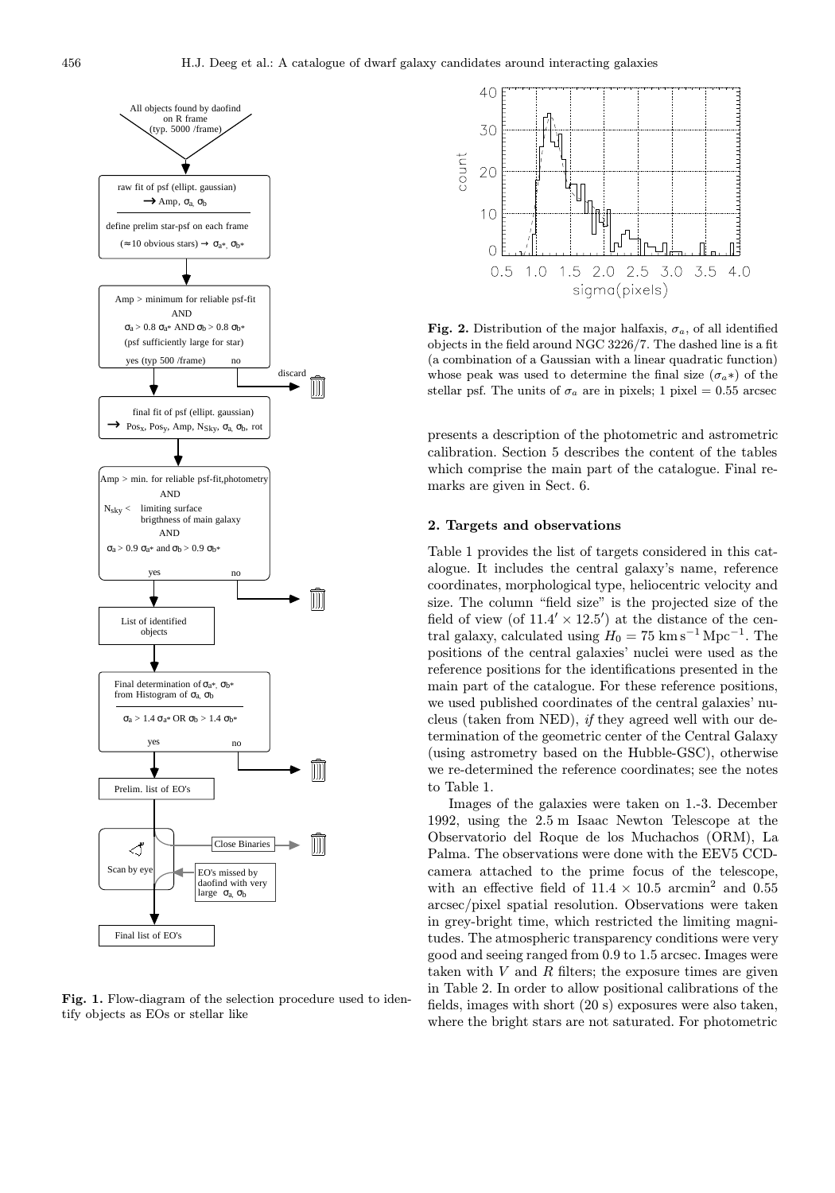**Fig. 1.** Flow-diagram of the selection procedure used to identify objects as EOs or stellar like

**Fig. 2.** Distribution of the major halfaxis, $\sigma_a$, of all identified objects in the field around NGC 3226/7. The dashed line is a fit (a combination of a Gaussian with a linear quadratic function) whose peak was used to determine the final size ($\sigma_a*$) of the stellar psf. The units of $\sigma_a$ are in pixels; 1 pixel = 0.55 arcsec

presents a description of the photometric and astrometric calibration. Section 5 describes the content of the tables which comprise the main part of the catalogue. Final remarks are given in Sect. 6.

## 2. Targets and observations

Table 1 provides the list of targets considered in this catalogue. It includes the central galaxy's name, reference coordinates, morphological type, heliocentric velocity and size. The column "field size" is the projected size of the field of view (of $11.4' \times 12.5'$) at the distance of the central galaxy, calculated using $H_0 = 75$ km s$^{-1}$ Mpc$^{-1}$. The positions of the central galaxies' nuclei were used as the reference positions for the identifications presented in the main part of the catalogue. For these reference positions, we used published coordinates of the central galaxies' nucleus (taken from NED), *if* they agreed well with our determination of the geometric center of the Central Galaxy (using astrometry based on the Hubble-GSC), otherwise we re-determined the reference coordinates; see the notes to Table 1.

Images of the galaxies were taken on 1.-3. December 1992, using the 2.5 m Isaac Newton Telescope at the Observatorio del Roque de los Muchachos (ORM), La Palma. The observations were done with the EEV5 CCD-camera attached to the prime focus of the telescope, with an effective field of $11.4 \times 10.5$ arcmin$^2$ and 0.55 arcsec/pixel spatial resolution. Observations were taken in grey-bright time, which restricted the limiting magnitudes. The atmospheric transparency conditions were very good and seeing ranged from 0.9 to 1.5 arcsec. Images were taken with $V$ and $R$ filters; the exposure times are given in Table 2. In order to allow positional calibrations of the fields, images with short (20 s) exposures were also taken, where the bright stars are not saturated. For photometric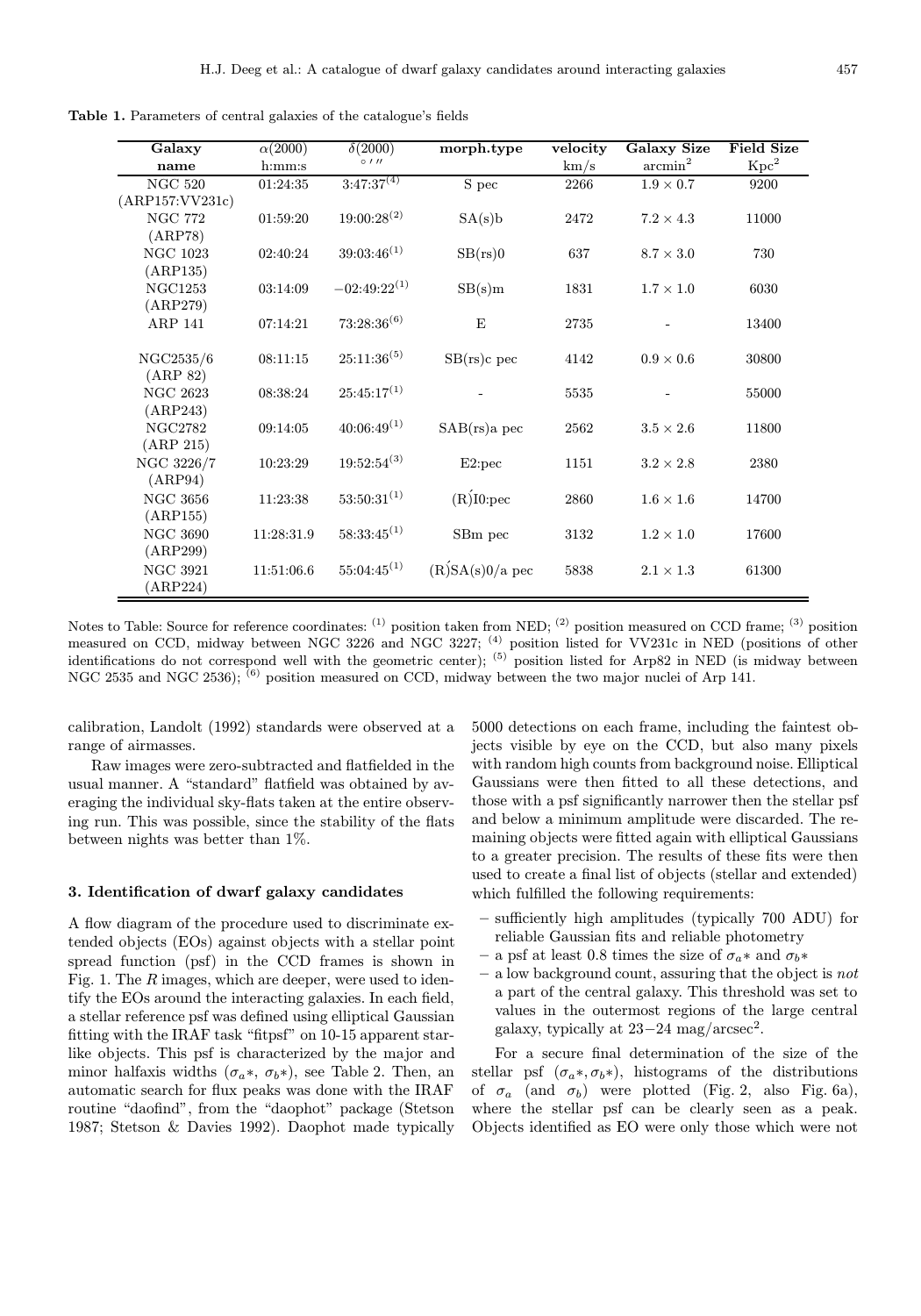**Table 1.** Parameters of central galaxies of the catalogue's fields

| Galaxy name | $\alpha(2000)$ h:mm:s | $\delta(2000)$ ° ′ ″ | morph.type | velocity km/s | Galaxy Size arcmin$^2$ | Field Size Kpc$^2$ |
|---|---|---|---|---|---|---|
| NGC 520 (ARP157:VV231c) | 01:24:35 | 3:47:37$^{(4)}$ | S pec | 2266 | $1.9 \times 0.7$ | 9200 |
| NGC 772 (ARP78) | 01:59:20 | 19:00:28$^{(2)}$ | SA(s)b | 2472 | $7.2 \times 4.3$ | 11000 |
| NGC 1023 (ARP135) | 02:40:24 | 39:03:46$^{(1)}$ | SB(rs)0 | 637 | $8.7 \times 3.0$ | 730 |
| NGC1253 (ARP279) | 03:14:09 | $-02$:49:22$^{(1)}$ | SB(s)m | 1831 | $1.7 \times 1.0$ | 6030 |
| ARP 141 | 07:14:21 | 73:28:36$^{(6)}$ | E | 2735 | - | 13400 |
| NGC2535/6 (ARP 82) | 08:11:15 | 25:11:36$^{(5)}$ | SB(rs)c pec | 4142 | $0.9 \times 0.6$ | 30800 |
| NGC 2623 (ARP243) | 08:38:24 | 25:45:17$^{(1)}$ | - | 5535 | - | 55000 |
| NGC2782 (ARP 215) | 09:14:05 | 40:06:49$^{(1)}$ | SAB(rs)a pec | 2562 | $3.5 \times 2.6$ | 11800 |
| NGC 3226/7 (ARP94) | 10:23:29 | 19:52:54$^{(3)}$ | E2:pec | 1151 | $3.2 \times 2.8$ | 2380 |
| NGC 3656 (ARP155) | 11:23:38 | 53:50:31$^{(1)}$ | (R)I0:pec | 2860 | $1.6 \times 1.6$ | 14700 |
| NGC 3690 (ARP299) | 11:28:31.9 | 58:33:45$^{(1)}$ | SBm pec | 3132 | $1.2 \times 1.0$ | 17600 |
| NGC 3921 (ARP224) | 11:51:06.6 | 55:04:45$^{(1)}$ | (R)SA(s)0/a pec | 5838 | $2.1 \times 1.3$ | 61300 |

Notes to Table: Source for reference coordinates: (1) position taken from NED; (2) position measured on CCD frame; (3) position measured on CCD, midway between NGC 3226 and NGC 3227; (4) position listed for VV231c in NED (positions of other identifications do not correspond well with the geometric center); (5) position listed for Arp82 in NED (is midway between NGC 2535 and NGC 2536); (6) position measured on CCD, midway between the two major nuclei of Arp 141.

calibration, Landolt (1992) standards were observed at a range of airmasses.

Raw images were zero-subtracted and flatfielded in the usual manner. A "standard" flatfield was obtained by averaging the individual sky-flats taken at the entire observing run. This was possible, since the stability of the flats between nights was better than 1%.

### 3. Identification of dwarf galaxy candidates

A flow diagram of the procedure used to discriminate extended objects (EOs) against objects with a stellar point spread function (psf) in the CCD frames is shown in Fig. 1. The $R$ images, which are deeper, were used to identify the EOs around the interacting galaxies. In each field, a stellar reference psf was defined using elliptical Gaussian fitting with the IRAF task "fitpsf" on 10-15 apparent starlike objects. This psf is characterized by the major and minor halfaxis widths ($\sigma_a*$, $\sigma_b*$), see Table 2. Then, an automatic search for flux peaks was done with the IRAF routine "daofind", from the "daophot" package (Stetson 1987; Stetson & Davies 1992). Daophot made typically 5000 detections on each frame, including the faintest objects visible by eye on the CCD, but also many pixels with random high counts from background noise. Elliptical Gaussians were then fitted to all these detections, and those with a psf significantly narrower then the stellar psf and below a minimum amplitude were discarded. The remaining objects were fitted again with elliptical Gaussians to a greater precision. The results of these fits were then used to create a final list of objects (stellar and extended) which fulfilled the following requirements:

- sufficiently high amplitudes (typically 700 ADU) for reliable Gaussian fits and reliable photometry
- a psf at least 0.8 times the size of $\sigma_a*$ and $\sigma_b*$
- a low background count, assuring that the object is *not* a part of the central galaxy. This threshold was set to values in the outermost regions of the large central galaxy, typically at $23-24$ mag/arcsec$^2$.

For a secure final determination of the size of the stellar psf ($\sigma_a*, \sigma_b*$), histograms of the distributions of $\sigma_a$ (and $\sigma_b$) were plotted (Fig. 2, also Fig. 6a), where the stellar psf can be clearly seen as a peak. Objects identified as EO were only those which were not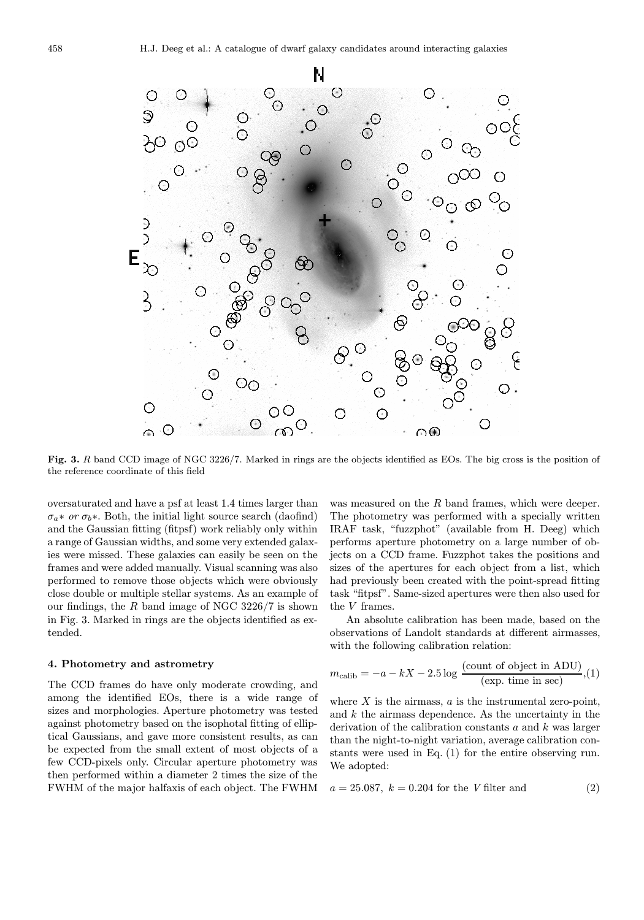**Fig. 3.** *R* band CCD image of NGC 3226/7. Marked in rings are the objects identified as EOs. The big cross is the position of the reference coordinate of this field

oversaturated and have a psf at least 1.4 times larger than $\sigma_a*$ *or* $\sigma_b*$. Both, the initial light source search (daofind) and the Gaussian fitting (fitpsf) work reliably only within a range of Gaussian widths, and some very extended galaxies were missed. These galaxies can easily be seen on the frames and were added manually. Visual scanning was also performed to remove those objects which were obviously close double or multiple stellar systems. As an example of our findings, the *R* band image of NGC 3226/7 is shown in Fig. 3. Marked in rings are the objects identified as extended.

## 4. Photometry and astrometry

The CCD frames do have only moderate crowding, and among the identified EOs, there is a wide range of sizes and morphologies. Aperture photometry was tested against photometry based on the isophotal fitting of elliptical Gaussians, and gave more consistent results, as can be expected from the small extent of most objects of a few CCD-pixels only. Circular aperture photometry was then performed within a diameter 2 times the size of the FWHM of the major halfaxis of each object. The FWHM was measured on the *R* band frames, which were deeper. The photometry was performed with a specially written IRAF task, "fuzzphot" (available from H. Deeg) which performs aperture photometry on a large number of objects on a CCD frame. Fuzzphot takes the positions and sizes of the apertures for each object from a list, which had previously been created with the point-spread fitting task "fitpsf". Same-sized apertures were then also used for the *V* frames.

An absolute calibration has been made, based on the observations of Landolt standards at different airmasses, with the following calibration relation:

$$m_{\text{calib}} = -a - kX - 2.5\log\frac{\text{(count of object in ADU)}}{\text{(exp. time in sec)}},\quad (1)$$

where $X$ is the airmass, $a$ is the instrumental zero-point, and $k$ the airmass dependence. As the uncertainty in the derivation of the calibration constants $a$ and $k$ was larger than the night-to-night variation, average calibration constants were used in Eq. (1) for the entire observing run. We adopted:

$$a = 25.087,\ k = 0.204 \text{ for the } V \text{ filter and} \quad (2)$$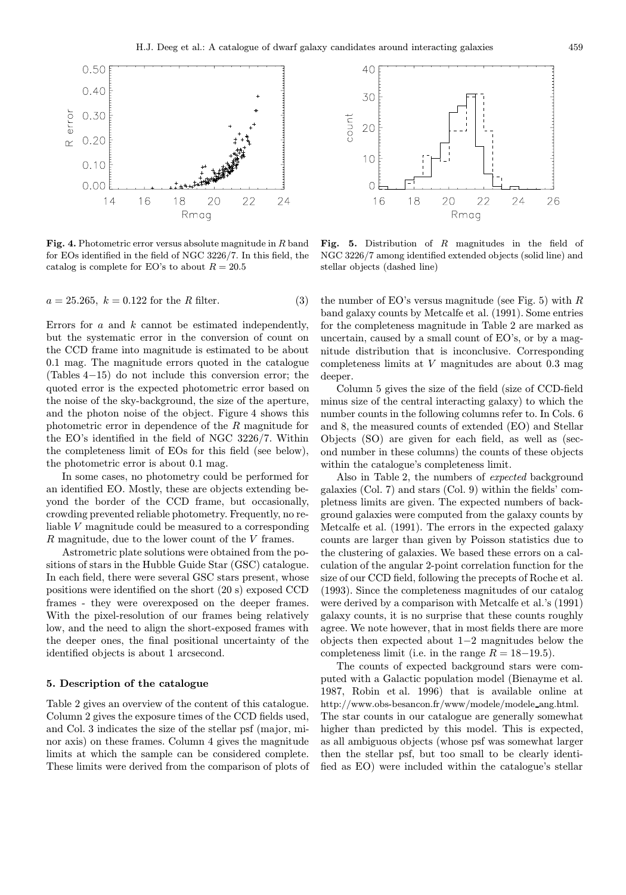**Fig. 4.** Photometric error versus absolute magnitude in $R$ band for EOs identified in the field of NGC 3226/7. In this field, the catalog is complete for EO's to about $R = 20.5$

**Fig. 5.** Distribution of $R$ magnitudes in the field of NGC 3226/7 among identified extended objects (solid line) and stellar objects (dashed line)

$$a = 25.265,\ k = 0.122 \text{ for the } R \text{ filter.} \tag{3}$$

Errors for $a$ and $k$ cannot be estimated independently, but the systematic error in the conversion of count on the CCD frame into magnitude is estimated to be about 0.1 mag. The magnitude errors quoted in the catalogue (Tables 4−15) do not include this conversion error; the quoted error is the expected photometric error based on the noise of the sky-background, the size of the aperture, and the photon noise of the object. Figure 4 shows this photometric error in dependence of the $R$ magnitude for the EO's identified in the field of NGC 3226/7. Within the completeness limit of EOs for this field (see below), the photometric error is about 0.1 mag.

In some cases, no photometry could be performed for an identified EO. Mostly, these are objects extending beyond the border of the CCD frame, but occasionally, crowding prevented reliable photometry. Frequently, no reliable $V$ magnitude could be measured to a corresponding $R$ magnitude, due to the lower count of the $V$ frames.

Astrometric plate solutions were obtained from the positions of stars in the Hubble Guide Star (GSC) catalogue. In each field, there were several GSC stars present, whose positions were identified on the short (20 s) exposed CCD frames - they were overexposed on the deeper frames. With the pixel-resolution of our frames being relatively low, and the need to align the short-exposed frames with the deeper ones, the final positional uncertainty of the identified objects is about 1 arcsecond.

## 5. Description of the catalogue

Table 2 gives an overview of the content of this catalogue. Column 2 gives the exposure times of the CCD fields used, and Col. 3 indicates the size of the stellar psf (major, minor axis) on these frames. Column 4 gives the magnitude limits at which the sample can be considered complete. These limits were derived from the comparison of plots of the number of EO's versus magnitude (see Fig. 5) with $R$ band galaxy counts by Metcalfe et al. (1991). Some entries for the completeness magnitude in Table 2 are marked as uncertain, caused by a small count of EO's, or by a magnitude distribution that is inconclusive. Corresponding completeness limits at $V$ magnitudes are about 0.3 mag deeper.

Column 5 gives the size of the field (size of CCD-field minus size of the central interacting galaxy) to which the number counts in the following columns refer to. In Cols. 6 and 8, the measured counts of extended (EO) and Stellar Objects (SO) are given for each field, as well as (second number in these columns) the counts of these objects within the catalogue's completeness limit.

Also in Table 2, the numbers of *expected* background galaxies (Col. 7) and stars (Col. 9) within the fields' completness limits are given. The expected numbers of background galaxies were computed from the galaxy counts by Metcalfe et al. (1991). The errors in the expected galaxy counts are larger than given by Poisson statistics due to the clustering of galaxies. We based these errors on a calculation of the angular 2-point correlation function for the size of our CCD field, following the precepts of Roche et al. (1993). Since the completeness magnitudes of our catalog were derived by a comparison with Metcalfe et al.'s (1991) galaxy counts, it is no surprise that these counts roughly agree. We note however, that in most fields there are more objects then expected about 1−2 magnitudes below the completeness limit (i.e. in the range $R = 18{-}19.5$).

The counts of expected background stars were computed with a Galactic population model (Bienayme et al. 1987, Robin et al. 1996) that is available online at http://www.obs-besancon.fr/www/modele/modele_ang.html. The star counts in our catalogue are generally somewhat higher than predicted by this model. This is expected, as all ambiguous objects (whose psf was somewhat larger then the stellar psf, but too small to be clearly identified as EO) were included within the catalogue's stellar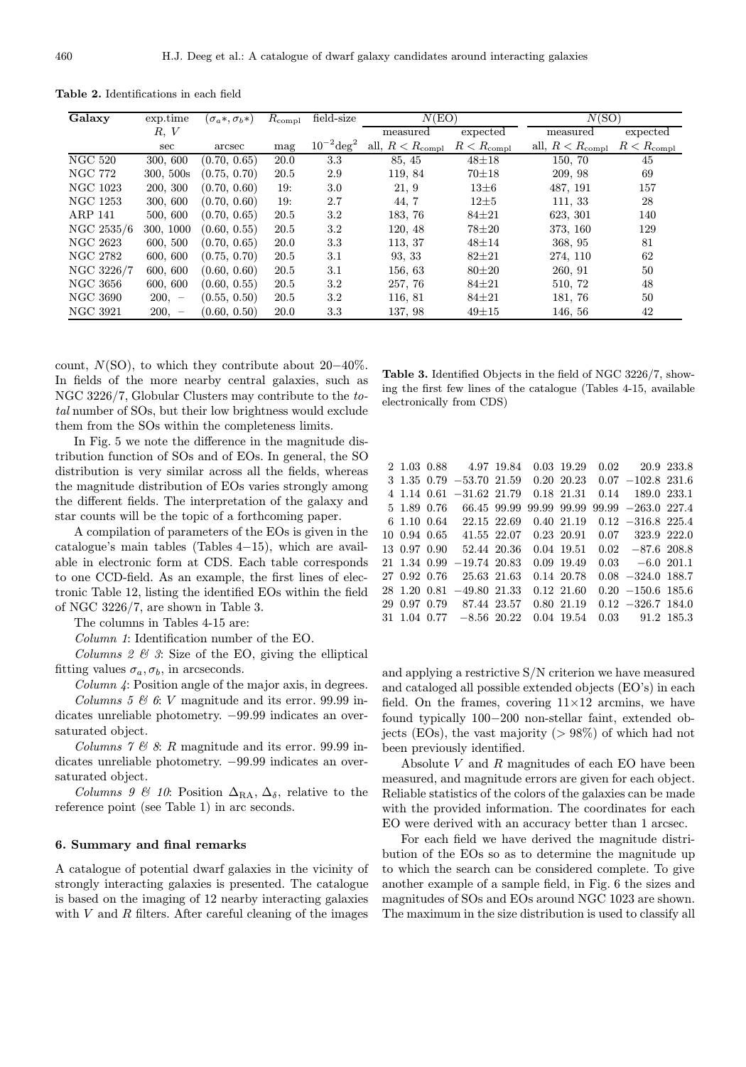**Table 2.** Identifications in each field

| Galaxy | exp.time | $(\sigma_a*, \sigma_b*)$ | $R_{\rm compl}$ | field-size | $N$(EO) | | $N$(SO) | |
|---|---|---|---|---|---|---|---|---|
| | $R$, $V$ | | | | measured | expected | measured | expected |
| | sec | arcsec | mag | $10^{-2}$deg$^2$ | all, $R < R_{\rm compl}$ | $R < R_{\rm compl}$ | all, $R < R_{\rm compl}$ | $R < R_{\rm compl}$ |
| NGC 520 | 300, 600 | (0.70, 0.65) | 20.0 | 3.3 | 85, 45 | 48±18 | 150, 70 | 45 |
| NGC 772 | 300, 500s | (0.75, 0.70) | 20.5 | 2.9 | 119, 84 | 70±18 | 209, 98 | 69 |
| NGC 1023 | 200, 300 | (0.70, 0.60) | 19: | 3.0 | 21, 9 | 13±6 | 487, 191 | 157 |
| NGC 1253 | 300, 600 | (0.70, 0.60) | 19: | 2.7 | 44, 7 | 12±5 | 111, 33 | 28 |
| ARP 141 | 500, 600 | (0.70, 0.65) | 20.5 | 3.2 | 183, 76 | 84±21 | 623, 301 | 140 |
| NGC 2535/6 | 300, 1000 | (0.60, 0.55) | 20.5 | 3.2 | 120, 48 | 78±20 | 373, 160 | 129 |
| NGC 2623 | 600, 500 | (0.70, 0.65) | 20.0 | 3.3 | 113, 37 | 48±14 | 368, 95 | 81 |
| NGC 2782 | 600, 600 | (0.75, 0.70) | 20.5 | 3.1 | 93, 33 | 82±21 | 274, 110 | 62 |
| NGC 3226/7 | 600, 600 | (0.60, 0.60) | 20.5 | 3.1 | 156, 63 | 80±20 | 260, 91 | 50 |
| NGC 3656 | 600, 600 | (0.60, 0.55) | 20.5 | 3.2 | 257, 76 | 84±21 | 510, 72 | 48 |
| NGC 3690 | 200, − | (0.55, 0.50) | 20.5 | 3.2 | 116, 81 | 84±21 | 181, 76 | 50 |
| NGC 3921 | 200, − | (0.60, 0.50) | 20.0 | 3.3 | 137, 98 | 49±15 | 146, 56 | 42 |

count, $N$(SO), to which they contribute about 20−40%. In fields of the more nearby central galaxies, such as NGC 3226/7, Globular Clusters may contribute to the *total* number of SOs, but their low brightness would exclude them from the SOs within the completeness limits.

In Fig. 5 we note the difference in the magnitude distribution function of SOs and of EOs. In general, the SO distribution is very similar across all the fields, whereas the magnitude distribution of EOs varies strongly among the different fields. The interpretation of the galaxy and star counts will be the topic of a forthcoming paper.

A compilation of parameters of the EOs is given in the catalogue's main tables (Tables 4−15), which are available in electronic form at CDS. Each table corresponds to one CCD-field. As an example, the first lines of electronic Table 12, listing the identified EOs within the field of NGC 3226/7, are shown in Table 3.

The columns in Tables 4-15 are:

*Column 1*: Identification number of the EO.

*Columns 2 & 3*: Size of the EO, giving the elliptical fitting values $\sigma_a, \sigma_b$, in arcseconds.

*Column 4*: Position angle of the major axis, in degrees.

*Columns 5 & 6*: $V$ magnitude and its error. 99.99 indicates unreliable photometry. −99.99 indicates an oversaturated object.

*Columns 7 & 8*: $R$ magnitude and its error. 99.99 indicates unreliable photometry. −99.99 indicates an oversaturated object.

*Columns 9 & 10*: Position $\Delta_{\rm RA}$, $\Delta_\delta$, relative to the reference point (see Table 1) in arc seconds.

**Table 3.** Identified Objects in the field of NGC 3226/7, showing the first few lines of the catalogue (Tables 4-15, available electronically from CDS)

| | | | | | | | | | |
|---|---|---|---|---|---|---|---|---|---|
| 2 | 1.03 | 0.88 | 4.97 | 19.84 | 0.03 | 19.29 | 0.02 | 20.9 | 233.8 |
| 3 | 1.35 | 0.79 | −53.70 | 21.59 | 0.20 | 20.23 | 0.07 | −102.8 | 231.6 |
| 4 | 1.14 | 0.61 | −31.62 | 21.79 | 0.18 | 21.31 | 0.14 | 189.0 | 233.1 |
| 5 | 1.89 | 0.76 | 66.45 | 99.99 | 99.99 | 99.99 | 99.99 | −263.0 | 227.4 |
| 6 | 1.10 | 0.64 | 22.15 | 22.69 | 0.40 | 21.19 | 0.12 | −316.8 | 225.4 |
| 10 | 0.94 | 0.65 | 41.55 | 22.07 | 0.23 | 20.91 | 0.07 | 323.9 | 222.0 |
| 13 | 0.97 | 0.90 | 52.44 | 20.36 | 0.04 | 19.51 | 0.02 | −87.6 | 208.8 |
| 21 | 1.34 | 0.99 | −19.74 | 20.83 | 0.09 | 19.49 | 0.03 | −6.0 | 201.1 |
| 27 | 0.92 | 0.76 | 25.63 | 21.63 | 0.14 | 20.78 | 0.08 | −324.0 | 188.7 |
| 28 | 1.20 | 0.81 | −49.80 | 21.33 | 0.12 | 21.60 | 0.20 | −150.6 | 185.6 |
| 29 | 0.97 | 0.79 | 87.44 | 23.57 | 0.80 | 21.19 | 0.12 | −326.7 | 184.0 |
| 31 | 1.04 | 0.77 | −8.56 | 20.22 | 0.04 | 19.54 | 0.03 | 91.2 | 185.3 |

## 6. Summary and final remarks

A catalogue of potential dwarf galaxies in the vicinity of strongly interacting galaxies is presented. The catalogue is based on the imaging of 12 nearby interacting galaxies with $V$ and $R$ filters. After careful cleaning of the images and applying a restrictive S/N criterion we have measured and cataloged all possible extended objects (EO's) in each field. On the frames, covering 11×12 arcmins, we have found typically 100−200 non-stellar faint, extended objects (EOs), the vast majority (> 98%) of which had not been previously identified.

Absolute $V$ and $R$ magnitudes of each EO have been measured, and magnitude errors are given for each object. Reliable statistics of the colors of the galaxies can be made with the provided information. The coordinates for each EO were derived with an accuracy better than 1 arcsec.

For each field we have derived the magnitude distribution of the EOs so as to determine the magnitude up to which the search can be considered complete. To give another example of a sample field, in Fig. 6 the sizes and magnitudes of SOs and EOs around NGC 1023 are shown. The maximum in the size distribution is used to classify all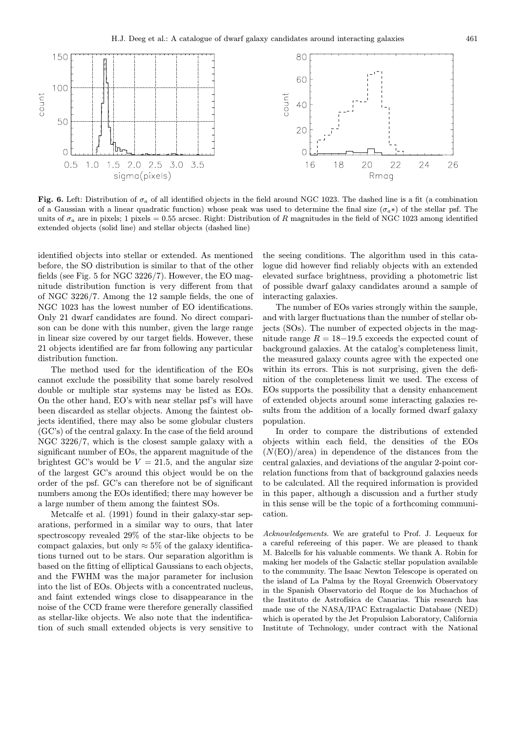**Fig. 6.** Left: Distribution of $\sigma_a$ of all identified objects in the field around NGC 1023. The dashed line is a fit (a combination of a Gaussian with a linear quadratic function) whose peak was used to determine the final size ($\sigma_a*$) of the stellar psf. The units of $\sigma_a$ are in pixels; 1 pixels = 0.55 arcsec. Right: Distribution of $R$ magnitudes in the field of NGC 1023 among identified extended objects (solid line) and stellar objects (dashed line)

identified objects into stellar or extended. As mentioned before, the SO distribution is similar to that of the other fields (see Fig. 5 for NGC 3226/7). However, the EO magnitude distribution function is very different from that of NGC 3226/7. Among the 12 sample fields, the one of NGC 1023 has the lowest number of EO identifications. Only 21 dwarf candidates are found. No direct comparison can be done with this number, given the large range in linear size covered by our target fields. However, these 21 objects identified are far from following any particular distribution function.

The method used for the identification of the EOs cannot exclude the possibility that some barely resolved double or multiple star systems may be listed as EOs. On the other hand, EO's with near stellar psf's will have been discarded as stellar objects. Among the faintest objects identified, there may also be some globular clusters (GC's) of the central galaxy. In the case of the field around NGC 3226/7, which is the closest sample galaxy with a significant number of EOs, the apparent magnitude of the brightest GC's would be $V = 21.5$, and the angular size of the largest GC's around this object would be on the order of the psf. GC's can therefore not be of significant numbers among the EOs identified; there may however be a large number of them among the faintest SOs.

Metcalfe et al. (1991) found in their galaxy-star separations, performed in a similar way to ours, that later spectroscopy revealed 29% of the star-like objects to be compact galaxies, but only $\approx 5\%$ of the galaxy identifications turned out to be stars. Our separation algorithm is based on the fitting of elliptical Gaussians to each objects, and the FWHM was the major parameter for inclusion into the list of EOs. Objects with a concentrated nucleus, and faint extended wings close to disappearance in the noise of the CCD frame were therefore generally classified as stellar-like objects. We also note that the indentification of such small extended objects is very sensitive to the seeing conditions. The algorithm used in this catalogue did however find reliably objects with an extended elevated surface brightness, providing a photometric list of possible dwarf galaxy candidates around a sample of interacting galaxies.

The number of EOs varies strongly within the sample, and with larger fluctuations than the number of stellar objects (SOs). The number of expected objects in the magnitude range $R = 18{-}19.5$ exceeds the expected count of background galaxies. At the catalog's completeness limit, the measured galaxy counts agree with the expected one within its errors. This is not surprising, given the definition of the completeness limit we used. The excess of EOs supports the possibility that a density enhancement of extended objects around some interacting galaxies results from the addition of a locally formed dwarf galaxy population.

In order to compare the distributions of extended objects within each field, the densities of the EOs ($N$(EO)/area) in dependence of the distances from the central galaxies, and deviations of the angular 2-point correlation functions from that of background galaxies needs to be calculated. All the required information is provided in this paper, although a discussion and a further study in this sense will be the topic of a forthcoming communication.

*Acknowledgements.* We are grateful to Prof. J. Lequeux for a careful refereeing of this paper. We are pleased to thank M. Balcells for his valuable comments. We thank A. Robin for making her models of the Galactic stellar population available to the community. The Isaac Newton Telescope is operated on the island of La Palma by the Royal Greenwich Observatory in the Spanish Observatorio del Roque de los Muchachos of the Instituto de Astrofísica de Canarias. This research has made use of the NASA/IPAC Extragalactic Database (NED) which is operated by the Jet Propulsion Laboratory, California Institute of Technology, under contract with the National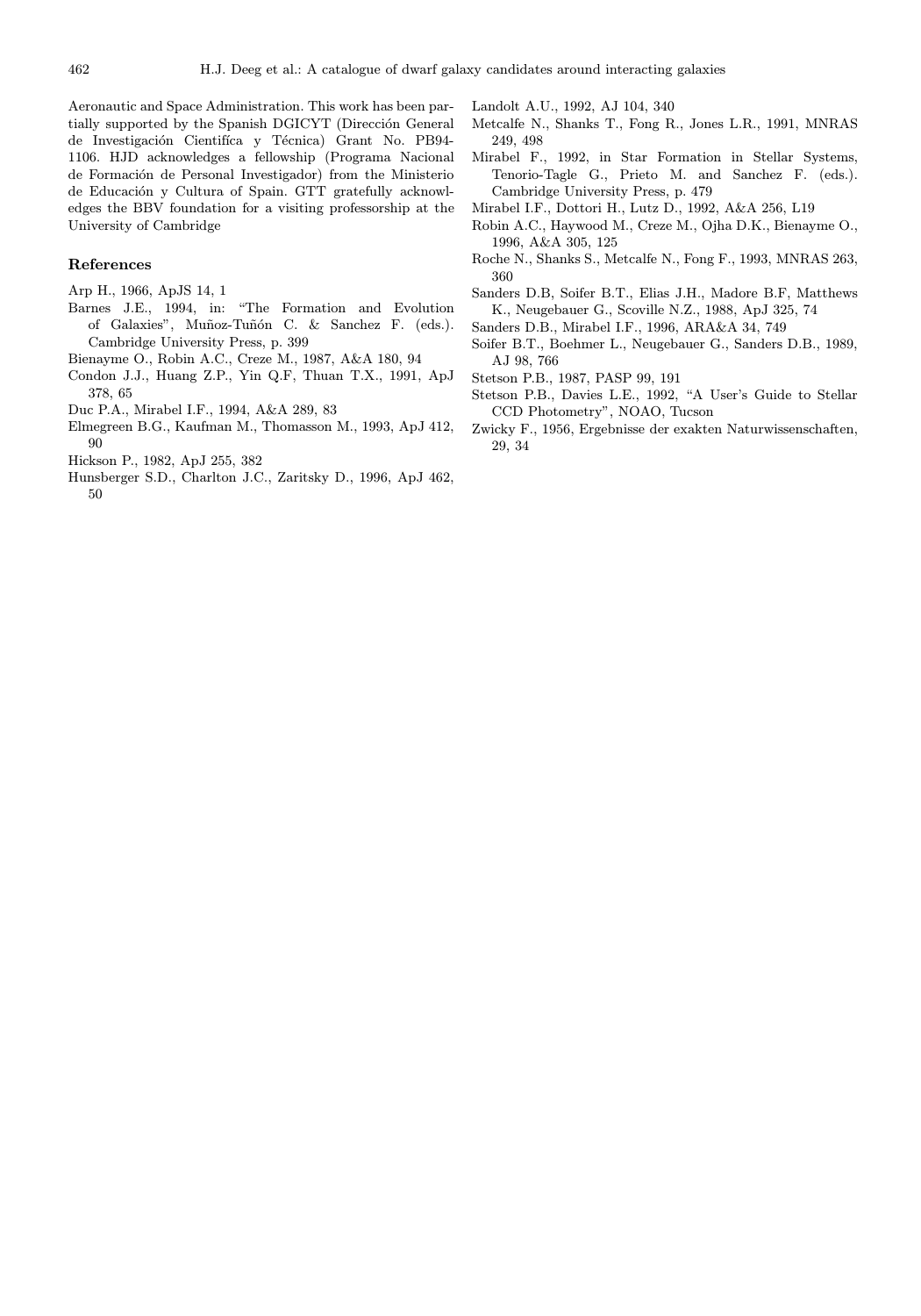Aeronautic and Space Administration. This work has been partially supported by the Spanish DGICYT (Dirección General de Investigación Cientifíca y Técnica) Grant No. PB94-1106. HJD acknowledges a fellowship (Programa Nacional de Formación de Personal Investigador) from the Ministerio de Educación y Cultura of Spain. GTT gratefully acknowledges the BBV foundation for a visiting professorship at the University of Cambridge

## References

Arp H., 1966, ApJS 14, 1

Barnes J.E., 1994, in: "The Formation and Evolution of Galaxies", Muñoz-Tuñón C. & Sanchez F. (eds.). Cambridge University Press, p. 399

Bienayme O., Robin A.C., Creze M., 1987, A&A 180, 94

Condon J.J., Huang Z.P., Yin Q.F, Thuan T.X., 1991, ApJ 378, 65

Duc P.A., Mirabel I.F., 1994, A&A 289, 83

Elmegreen B.G., Kaufman M., Thomasson M., 1993, ApJ 412, 90

Hickson P., 1982, ApJ 255, 382

Hunsberger S.D., Charlton J.C., Zaritsky D., 1996, ApJ 462, 50

Landolt A.U., 1992, AJ 104, 340

Metcalfe N., Shanks T., Fong R., Jones L.R., 1991, MNRAS 249, 498

Mirabel F., 1992, in Star Formation in Stellar Systems, Tenorio-Tagle G., Prieto M. and Sanchez F. (eds.). Cambridge University Press, p. 479

Mirabel I.F., Dottori H., Lutz D., 1992, A&A 256, L19

Robin A.C., Haywood M., Creze M., Ojha D.K., Bienayme O., 1996, A&A 305, 125

Roche N., Shanks S., Metcalfe N., Fong F., 1993, MNRAS 263, 360

Sanders D.B, Soifer B.T., Elias J.H., Madore B.F, Matthews K., Neugebauer G., Scoville N.Z., 1988, ApJ 325, 74

Sanders D.B., Mirabel I.F., 1996, ARA&A 34, 749

Soifer B.T., Boehmer L., Neugebauer G., Sanders D.B., 1989, AJ 98, 766

Stetson P.B., 1987, PASP 99, 191

Stetson P.B., Davies L.E., 1992, "A User's Guide to Stellar CCD Photometry", NOAO, Tucson

Zwicky F., 1956, Ergebnisse der exakten Naturwissenschaften, 29, 34